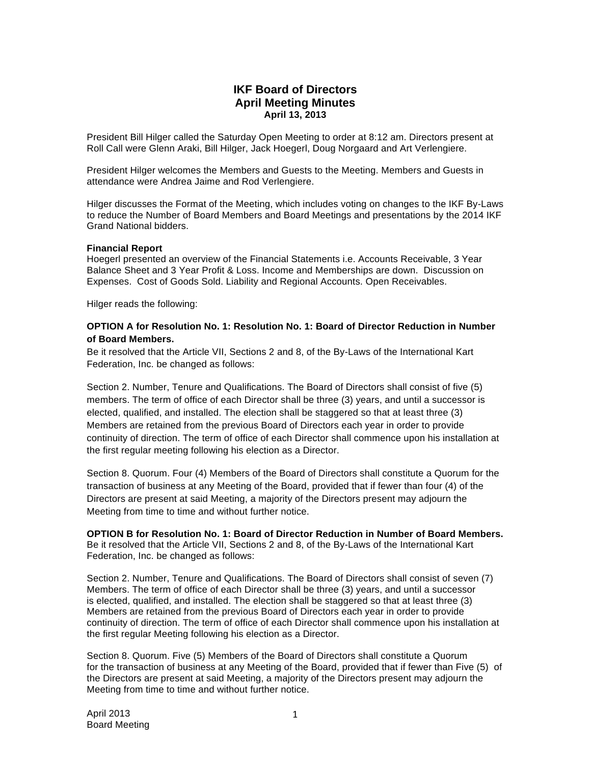# IKF Board of Directors
## April Meeting Minutes
**April 13, 2013**

President Bill Hilger called the Saturday Open Meeting to order at 8:12 am. Directors present at Roll Call were Glenn Araki, Bill Hilger, Jack Hoegerl, Doug Norgaard and Art Verlengiere.

President Hilger welcomes the Members and Guests to the Meeting. Members and Guests in attendance were Andrea Jaime and Rod Verlengiere.

Hilger discusses the Format of the Meeting, which includes voting on changes to the IKF By-Laws to reduce the Number of Board Members and Board Meetings and presentations by the 2014 IKF Grand National bidders.

**Financial Report**
Hoegerl presented an overview of the Financial Statements i.e. Accounts Receivable, 3 Year Balance Sheet and 3 Year Profit & Loss. Income and Memberships are down. Discussion on Expenses. Cost of Goods Sold. Liability and Regional Accounts. Open Receivables.

Hilger reads the following:

**OPTION A for Resolution No. 1: Resolution No. 1: Board of Director Reduction in Number of Board Members.**
Be it resolved that the Article VII, Sections 2 and 8, of the By-Laws of the International Kart Federation, Inc. be changed as follows:

Section 2. Number, Tenure and Qualifications. The Board of Directors shall consist of five (5) members. The term of office of each Director shall be three (3) years, and until a successor is elected, qualified, and installed. The election shall be staggered so that at least three (3) Members are retained from the previous Board of Directors each year in order to provide continuity of direction. The term of office of each Director shall commence upon his installation at the first regular meeting following his election as a Director.

Section 8. Quorum. Four (4) Members of the Board of Directors shall constitute a Quorum for the transaction of business at any Meeting of the Board, provided that if fewer than four (4) of the Directors are present at said Meeting, a majority of the Directors present may adjourn the Meeting from time to time and without further notice.

**OPTION B for Resolution No. 1: Board of Director Reduction in Number of Board Members.**
Be it resolved that the Article VII, Sections 2 and 8, of the By-Laws of the International Kart Federation, Inc. be changed as follows:

Section 2. Number, Tenure and Qualifications. The Board of Directors shall consist of seven (7) Members. The term of office of each Director shall be three (3) years, and until a successor is elected, qualified, and installed. The election shall be staggered so that at least three (3) Members are retained from the previous Board of Directors each year in order to provide continuity of direction. The term of office of each Director shall commence upon his installation at the first regular Meeting following his election as a Director.

Section 8. Quorum. Five (5) Members of the Board of Directors shall constitute a Quorum for the transaction of business at any Meeting of the Board, provided that if fewer than Five (5) of the Directors are present at said Meeting, a majority of the Directors present may adjourn the Meeting from time to time and without further notice.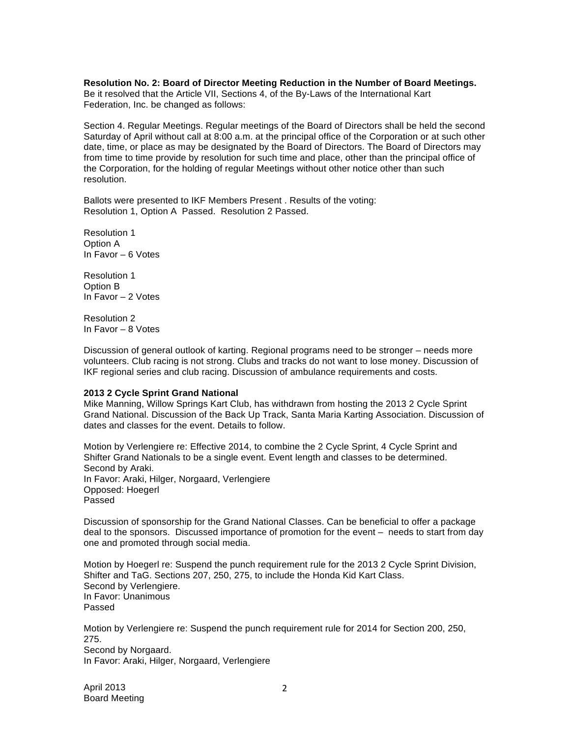**Resolution No. 2: Board of Director Meeting Reduction in the Number of Board Meetings.**
Be it resolved that the Article VII, Sections 4, of the By-Laws of the International Kart Federation, Inc. be changed as follows:

Section 4. Regular Meetings. Regular meetings of the Board of Directors shall be held the second Saturday of April without call at 8:00 a.m. at the principal office of the Corporation or at such other date, time, or place as may be designated by the Board of Directors. The Board of Directors may from time to time provide by resolution for such time and place, other than the principal office of the Corporation, for the holding of regular Meetings without other notice other than such resolution.

Ballots were presented to IKF Members Present . Results of the voting:
Resolution 1, Option A Passed. Resolution 2 Passed.

Resolution 1
Option A
In Favor – 6 Votes

Resolution 1
Option B
In Favor – 2 Votes

Resolution 2
In Favor – 8 Votes

Discussion of general outlook of karting. Regional programs need to be stronger – needs more volunteers. Club racing is not strong. Clubs and tracks do not want to lose money. Discussion of IKF regional series and club racing. Discussion of ambulance requirements and costs.

**2013 2 Cycle Sprint Grand National**
Mike Manning, Willow Springs Kart Club, has withdrawn from hosting the 2013 2 Cycle Sprint Grand National. Discussion of the Back Up Track, Santa Maria Karting Association. Discussion of dates and classes for the event. Details to follow.

Motion by Verlengiere re: Effective 2014, to combine the 2 Cycle Sprint, 4 Cycle Sprint and Shifter Grand Nationals to be a single event. Event length and classes to be determined.
Second by Araki.
In Favor: Araki, Hilger, Norgaard, Verlengiere
Opposed: Hoegerl
Passed

Discussion of sponsorship for the Grand National Classes. Can be beneficial to offer a package deal to the sponsors. Discussed importance of promotion for the event – needs to start from day one and promoted through social media.

Motion by Hoegerl re: Suspend the punch requirement rule for the 2013 2 Cycle Sprint Division, Shifter and TaG. Sections 207, 250, 275, to include the Honda Kid Kart Class.
Second by Verlengiere.
In Favor: Unanimous
Passed

Motion by Verlengiere re: Suspend the punch requirement rule for 2014 for Section 200, 250, 275.
Second by Norgaard.
In Favor: Araki, Hilger, Norgaard, Verlengiere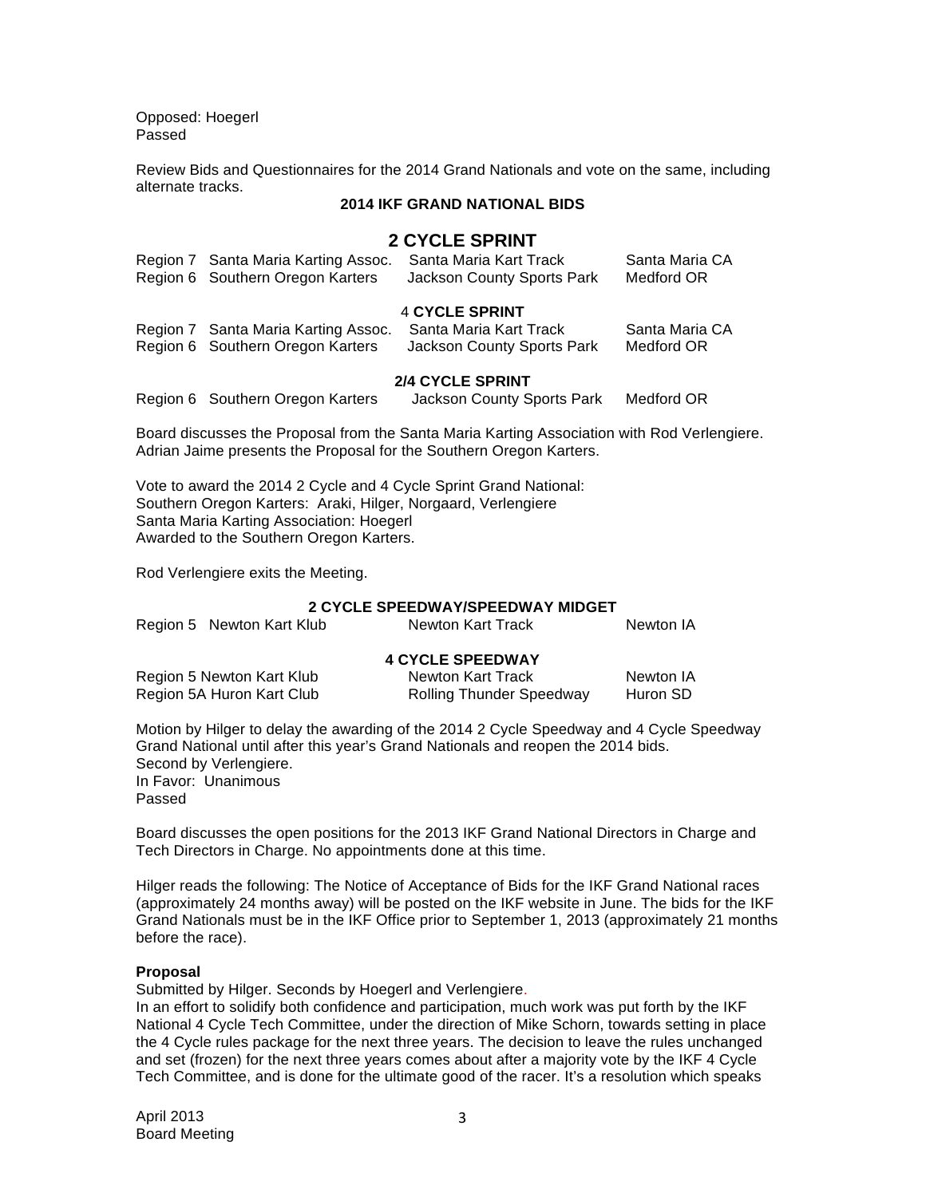Opposed: Hoegerl
Passed

Review Bids and Questionnaires for the 2014 Grand Nationals and vote on the same, including alternate tracks.

**2014 IKF GRAND NATIONAL BIDS**

## 2 CYCLE SPRINT

| | | | |
|---|---|---|---|
| Region 7 | Santa Maria Karting Assoc. | Santa Maria Kart Track | Santa Maria CA |
| Region 6 | Southern Oregon Karters | Jackson County Sports Park | Medford OR |

**4 CYCLE SPRINT**

| | | | |
|---|---|---|---|
| Region 7 | Santa Maria Karting Assoc. | Santa Maria Kart Track | Santa Maria CA |
| Region 6 | Southern Oregon Karters | Jackson County Sports Park | Medford OR |

**2/4 CYCLE SPRINT**

| | | | |
|---|---|---|---|
| Region 6 | Southern Oregon Karters | Jackson County Sports Park | Medford OR |

Board discusses the Proposal from the Santa Maria Karting Association with Rod Verlengiere. Adrian Jaime presents the Proposal for the Southern Oregon Karters.

Vote to award the 2014 2 Cycle and 4 Cycle Sprint Grand National:
Southern Oregon Karters: Araki, Hilger, Norgaard, Verlengiere
Santa Maria Karting Association: Hoegerl
Awarded to the Southern Oregon Karters.

Rod Verlengiere exits the Meeting.

**2 CYCLE SPEEDWAY/SPEEDWAY MIDGET**

| | | | |
|---|---|---|---|
| Region 5 | Newton Kart Klub | Newton Kart Track | Newton IA |

**4 CYCLE SPEEDWAY**

| | | | |
|---|---|---|---|
| Region 5 | Newton Kart Klub | Newton Kart Track | Newton IA |
| Region 5A | Huron Kart Club | Rolling Thunder Speedway | Huron SD |

Motion by Hilger to delay the awarding of the 2014 2 Cycle Speedway and 4 Cycle Speedway Grand National until after this year's Grand Nationals and reopen the 2014 bids.
Second by Verlengiere.
In Favor: Unanimous
Passed

Board discusses the open positions for the 2013 IKF Grand National Directors in Charge and Tech Directors in Charge. No appointments done at this time.

Hilger reads the following: The Notice of Acceptance of Bids for the IKF Grand National races (approximately 24 months away) will be posted on the IKF website in June. The bids for the IKF Grand Nationals must be in the IKF Office prior to September 1, 2013 (approximately 21 months before the race).

**Proposal**

Submitted by Hilger. Seconds by Hoegerl and Verlengiere.
In an effort to solidify both confidence and participation, much work was put forth by the IKF National 4 Cycle Tech Committee, under the direction of Mike Schorn, towards setting in place the 4 Cycle rules package for the next three years. The decision to leave the rules unchanged and set (frozen) for the next three years comes about after a majority vote by the IKF 4 Cycle Tech Committee, and is done for the ultimate good of the racer. It's a resolution which speaks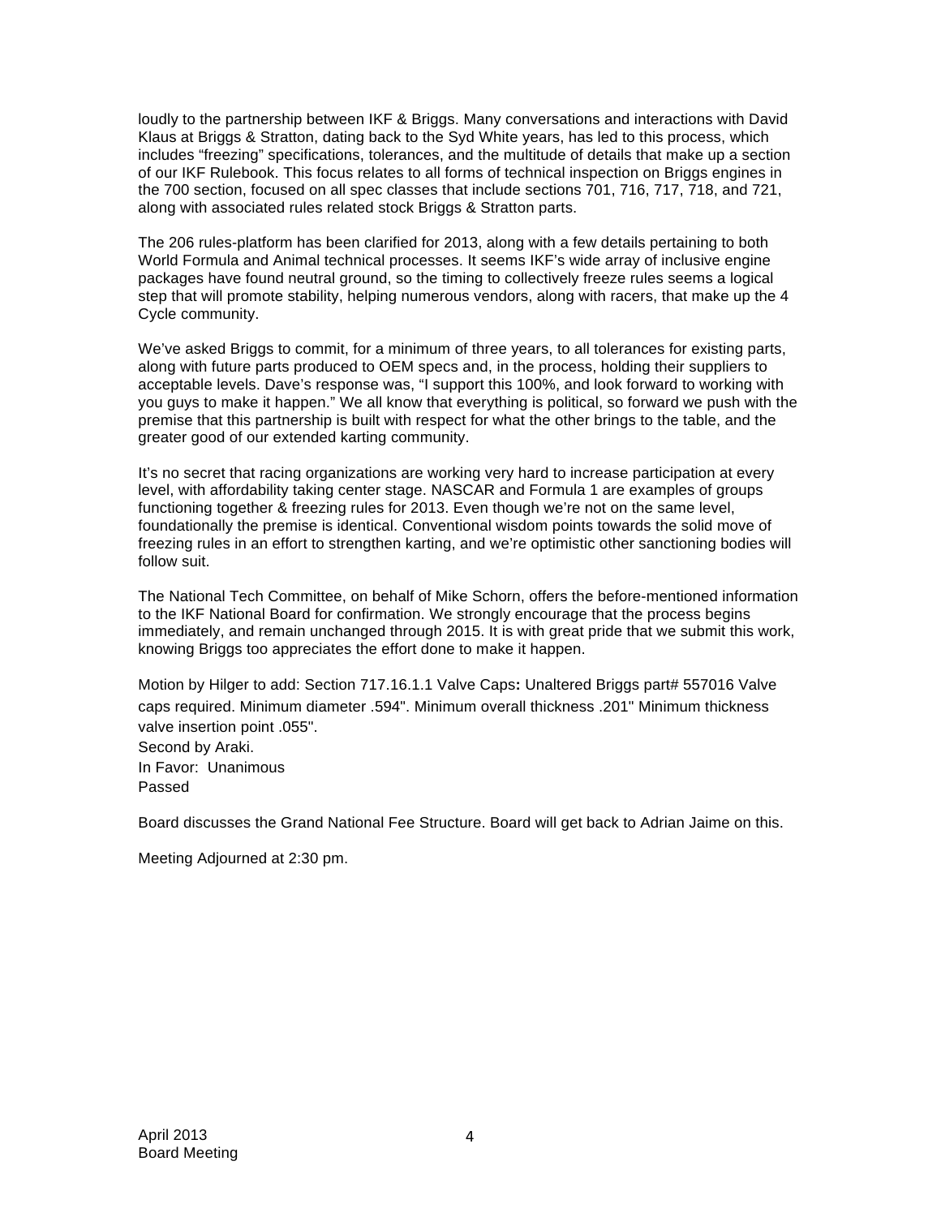loudly to the partnership between IKF & Briggs. Many conversations and interactions with David Klaus at Briggs & Stratton, dating back to the Syd White years, has led to this process, which includes “freezing” specifications, tolerances, and the multitude of details that make up a section of our IKF Rulebook. This focus relates to all forms of technical inspection on Briggs engines in the 700 section, focused on all spec classes that include sections 701, 716, 717, 718, and 721, along with associated rules related stock Briggs & Stratton parts.

The 206 rules-platform has been clarified for 2013, along with a few details pertaining to both World Formula and Animal technical processes. It seems IKF’s wide array of inclusive engine packages have found neutral ground, so the timing to collectively freeze rules seems a logical step that will promote stability, helping numerous vendors, along with racers, that make up the 4 Cycle community.

We’ve asked Briggs to commit, for a minimum of three years, to all tolerances for existing parts, along with future parts produced to OEM specs and, in the process, holding their suppliers to acceptable levels. Dave’s response was, “I support this 100%, and look forward to working with you guys to make it happen.” We all know that everything is political, so forward we push with the premise that this partnership is built with respect for what the other brings to the table, and the greater good of our extended karting community.

It’s no secret that racing organizations are working very hard to increase participation at every level, with affordability taking center stage. NASCAR and Formula 1 are examples of groups functioning together & freezing rules for 2013. Even though we’re not on the same level, foundationally the premise is identical. Conventional wisdom points towards the solid move of freezing rules in an effort to strengthen karting, and we’re optimistic other sanctioning bodies will follow suit.

The National Tech Committee, on behalf of Mike Schorn, offers the before-mentioned information to the IKF National Board for confirmation. We strongly encourage that the process begins immediately, and remain unchanged through 2015. It is with great pride that we submit this work, knowing Briggs too appreciates the effort done to make it happen.

Motion by Hilger to add: Section 717.16.1.1 Valve Caps**:** Unaltered Briggs part# 557016 Valve caps required. Minimum diameter .594". Minimum overall thickness .201" Minimum thickness valve insertion point .055".
Second by Araki.
In Favor: Unanimous
Passed

Board discusses the Grand National Fee Structure. Board will get back to Adrian Jaime on this.

Meeting Adjourned at 2:30 pm.